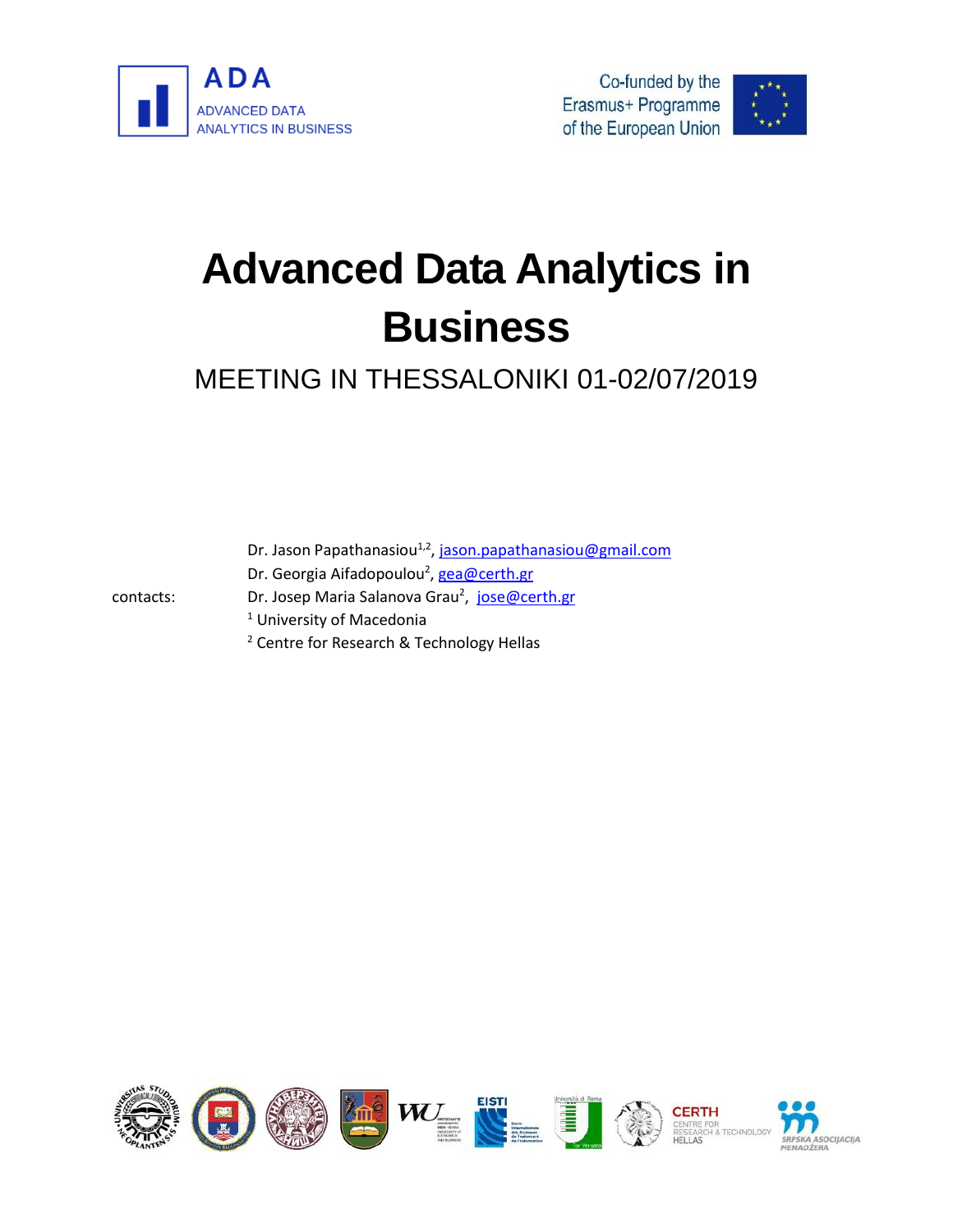ADA
ADVANCED DATA
ANALYTICS IN BUSINESS

Co-funded by the
Erasmus+ Programme
of the European Union

# Advanced Data Analytics in Business

## MEETING IN THESSALONIKI 01-02/07/2019

contacts:

Dr. Jason Papathanasiou[1,2], jason.papathanasiou@gmail.com
Dr. Georgia Aifadopoulou[2], gea@certh.gr
Dr. Josep Maria Salanova Grau[2], jose@certh.gr
[1] University of Macedonia
[2] Centre for Research & Technology Hellas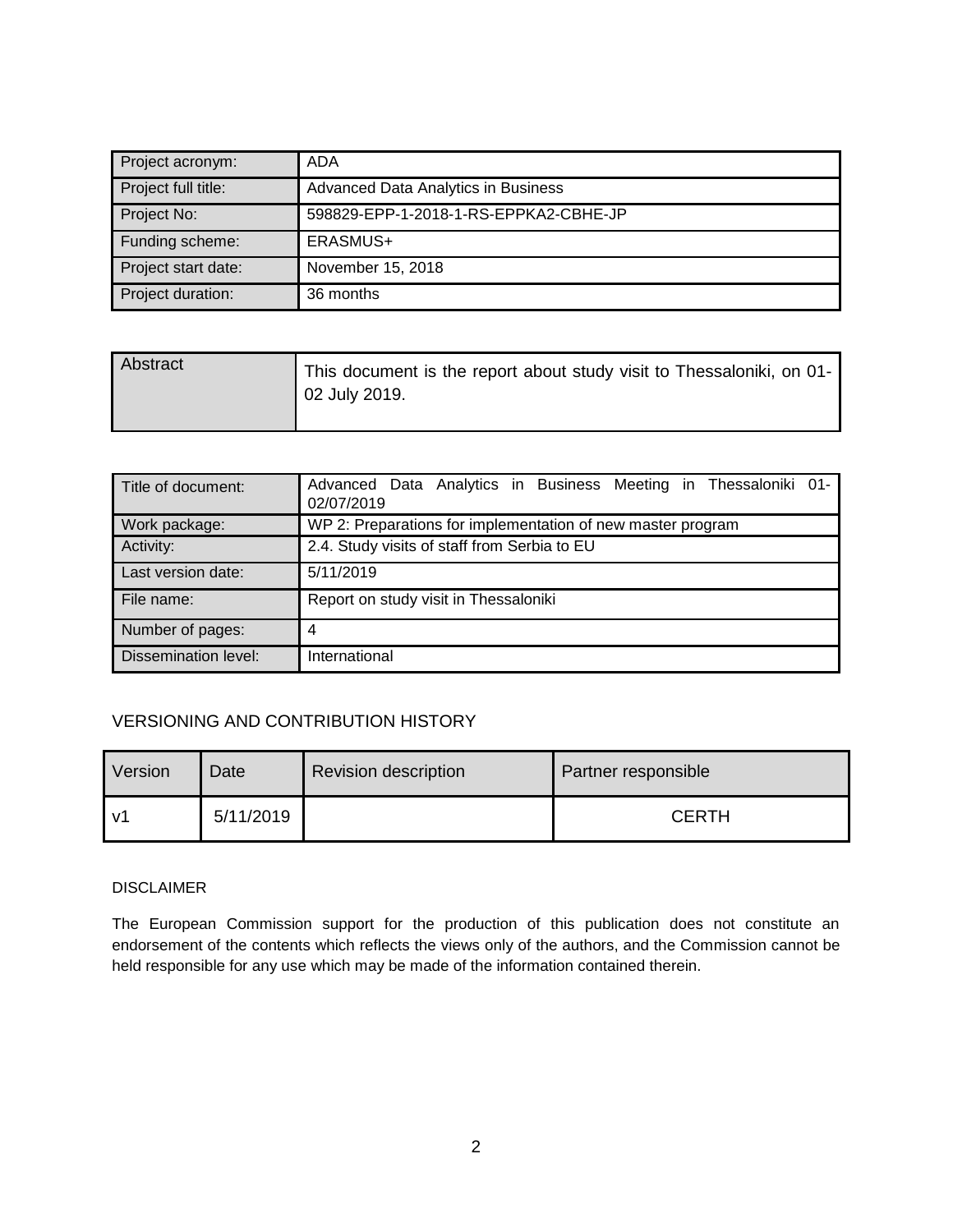| Project acronym: | ADA |
|---|---|
| Project full title: | Advanced Data Analytics in Business |
| Project No: | 598829-EPP-1-2018-1-RS-EPPKA2-CBHE-JP |
| Funding scheme: | ERASMUS+ |
| Project start date: | November 15, 2018 |
| Project duration: | 36 months |

| Abstract | This document is the report about study visit to Thessaloniki, on 01-02 July 2019. |
|---|---|

| Title of document: | Advanced Data Analytics in Business Meeting in Thessaloniki 01-02/07/2019 |
|---|---|
| Work package: | WP 2: Preparations for implementation of new master program |
| Activity: | 2.4. Study visits of staff from Serbia to EU |
| Last version date: | 5/11/2019 |
| File name: | Report on study visit in Thessaloniki |
| Number of pages: | 4 |
| Dissemination level: | International |

## VERSIONING AND CONTRIBUTION HISTORY

| Version | Date | Revision description | Partner responsible |
|---|---|---|---|
| v1 | 5/11/2019 | | CERTH |

### DISCLAIMER

The European Commission support for the production of this publication does not constitute an endorsement of the contents which reflects the views only of the authors, and the Commission cannot be held responsible for any use which may be made of the information contained therein.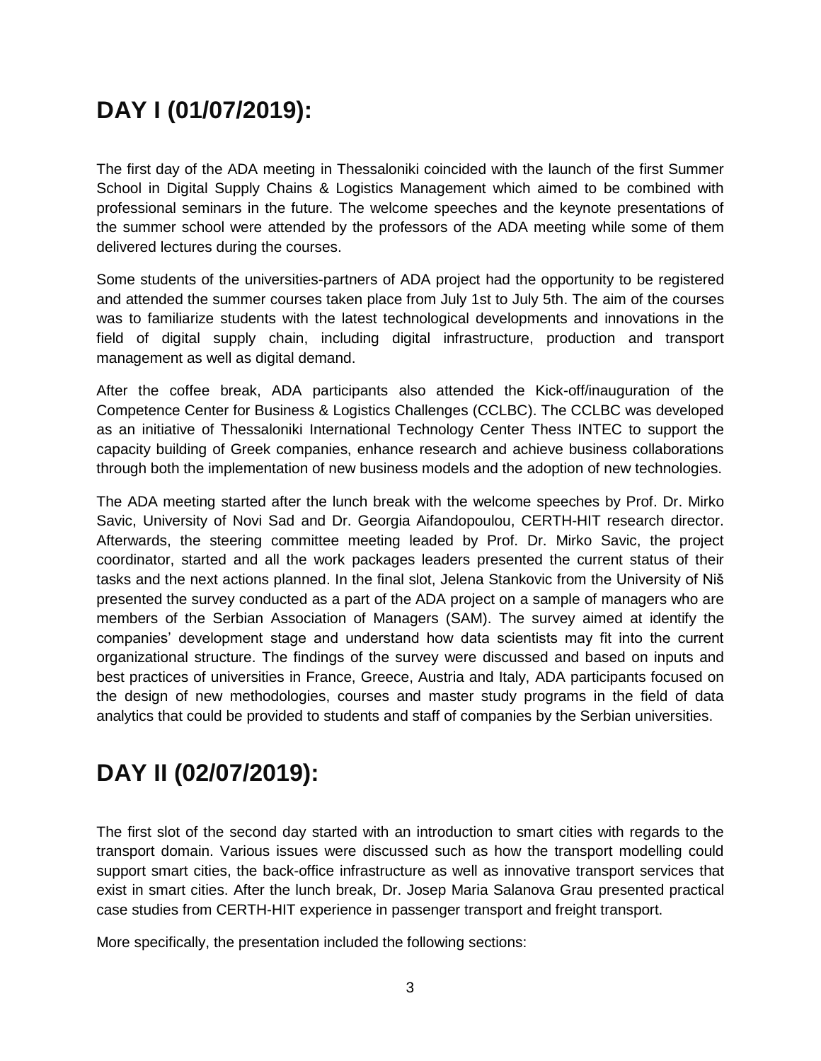# DAY I (01/07/2019):

The first day of the ADA meeting in Thessaloniki coincided with the launch of the first Summer School in Digital Supply Chains & Logistics Management which aimed to be combined with professional seminars in the future. The welcome speeches and the keynote presentations of the summer school were attended by the professors of the ADA meeting while some of them delivered lectures during the courses.

Some students of the universities-partners of ADA project had the opportunity to be registered and attended the summer courses taken place from July 1st to July 5th. The aim of the courses was to familiarize students with the latest technological developments and innovations in the field of digital supply chain, including digital infrastructure, production and transport management as well as digital demand.

After the coffee break, ADA participants also attended the Kick-off/inauguration of the Competence Center for Business & Logistics Challenges (CCLBC). The CCLBC was developed as an initiative of Thessaloniki International Technology Center Thess INTEC to support the capacity building of Greek companies, enhance research and achieve business collaborations through both the implementation of new business models and the adoption of new technologies.

The ADA meeting started after the lunch break with the welcome speeches by Prof. Dr. Mirko Savic, University of Novi Sad and Dr. Georgia Aifandopoulou, CERTH-HIT research director. Afterwards, the steering committee meeting leaded by Prof. Dr. Mirko Savic, the project coordinator, started and all the work packages leaders presented the current status of their tasks and the next actions planned. In the final slot, Jelena Stankovic from the University of Niš presented the survey conducted as a part of the ADA project on a sample of managers who are members of the Serbian Association of Managers (SAM). The survey aimed at identify the companies' development stage and understand how data scientists may fit into the current organizational structure. The findings of the survey were discussed and based on inputs and best practices of universities in France, Greece, Austria and Italy, ADA participants focused on the design of new methodologies, courses and master study programs in the field of data analytics that could be provided to students and staff of companies by the Serbian universities.

# DAY II (02/07/2019):

The first slot of the second day started with an introduction to smart cities with regards to the transport domain. Various issues were discussed such as how the transport modelling could support smart cities, the back-office infrastructure as well as innovative transport services that exist in smart cities. After the lunch break, Dr. Josep Maria Salanova Grau presented practical case studies from CERTH-HIT experience in passenger transport and freight transport.

More specifically, the presentation included the following sections: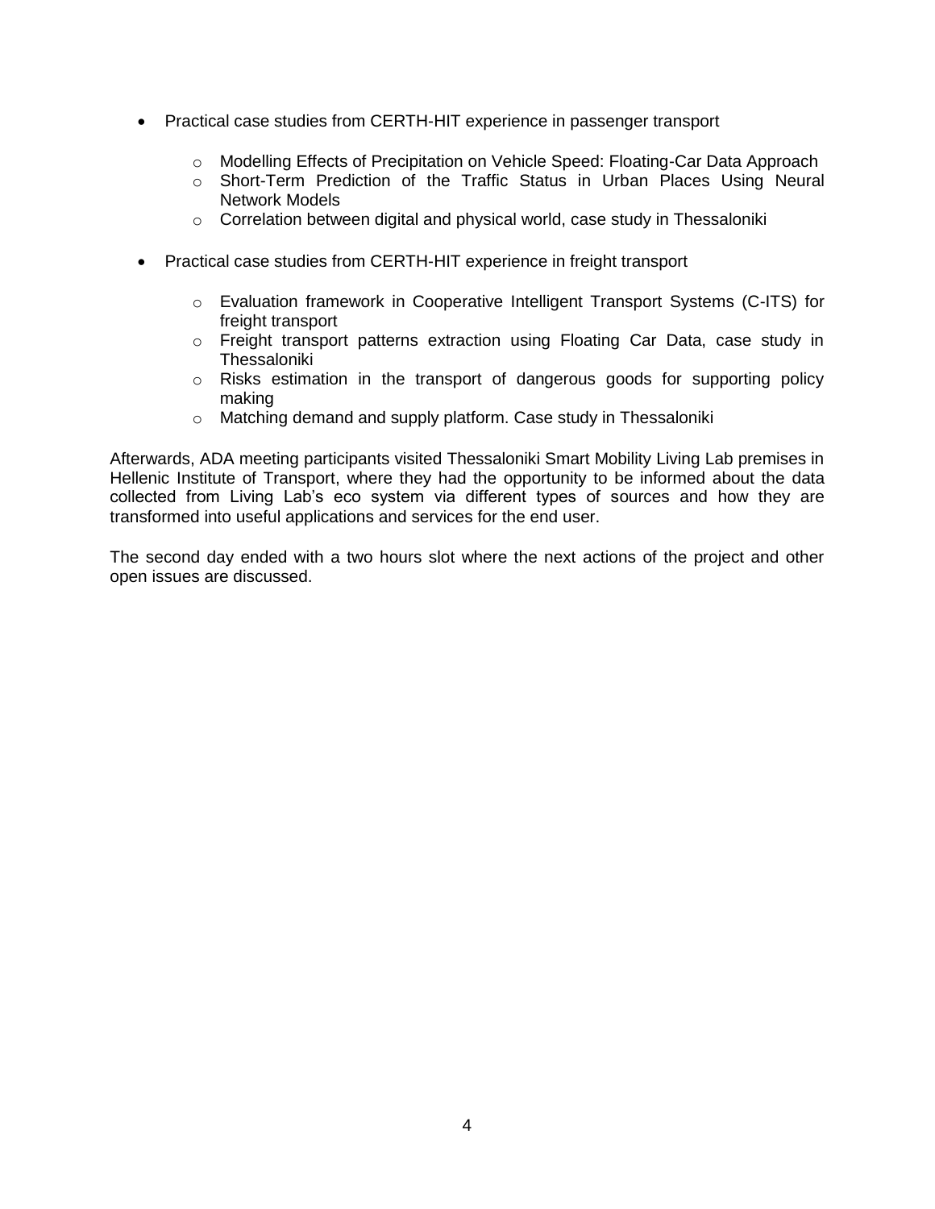- Practical case studies from CERTH-HIT experience in passenger transport
  - Modelling Effects of Precipitation on Vehicle Speed: Floating-Car Data Approach
  - Short-Term Prediction of the Traffic Status in Urban Places Using Neural Network Models
  - Correlation between digital and physical world, case study in Thessaloniki

- Practical case studies from CERTH-HIT experience in freight transport
  - Evaluation framework in Cooperative Intelligent Transport Systems (C-ITS) for freight transport
  - Freight transport patterns extraction using Floating Car Data, case study in Thessaloniki
  - Risks estimation in the transport of dangerous goods for supporting policy making
  - Matching demand and supply platform. Case study in Thessaloniki

Afterwards, ADA meeting participants visited Thessaloniki Smart Mobility Living Lab premises in Hellenic Institute of Transport, where they had the opportunity to be informed about the data collected from Living Lab's eco system via different types of sources and how they are transformed into useful applications and services for the end user.

The second day ended with a two hours slot where the next actions of the project and other open issues are discussed.